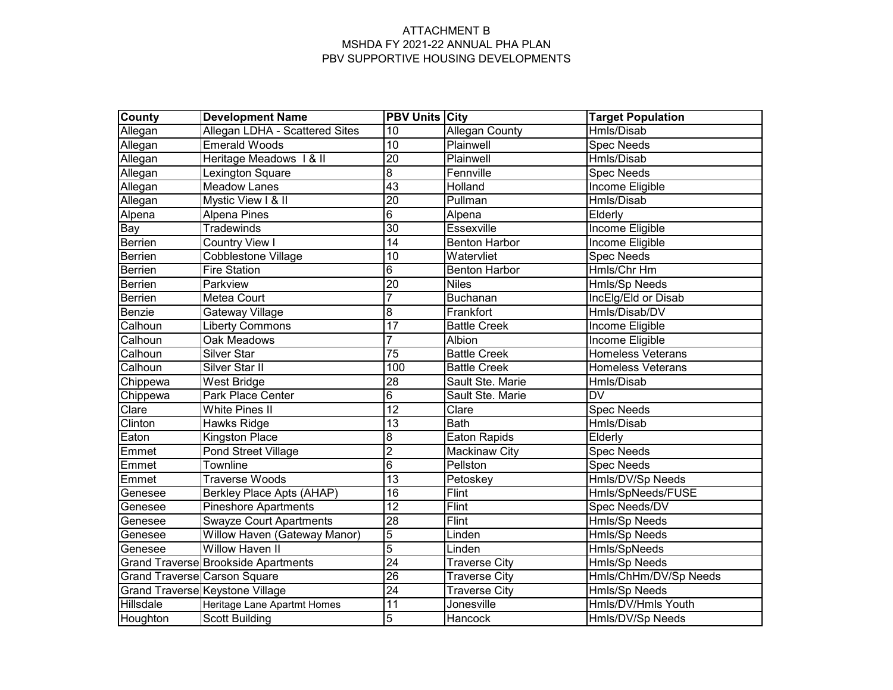# ATTACHMENT B
## MSHDA FY 2021-22 ANNUAL PHA PLAN
## PBV SUPPORTIVE HOUSING DEVELOPMENTS

| County | Development Name | PBV Units | City | Target Population |
|---|---|---|---|---|
| Allegan | Allegan LDHA - Scattered Sites | 10 | Allegan County | Hmls/Disab |
| Allegan | Emerald Woods | 10 | Plainwell | Spec Needs |
| Allegan | Heritage Meadows I & II | 20 | Plainwell | Hmls/Disab |
| Allegan | Lexington Square | 8 | Fennville | Spec Needs |
| Allegan | Meadow Lanes | 43 | Holland | Income Eligible |
| Allegan | Mystic View I & II | 20 | Pullman | Hmls/Disab |
| Alpena | Alpena Pines | 6 | Alpena | Elderly |
| Bay | Tradewinds | 30 | Essexville | Income Eligible |
| Berrien | Country View I | 14 | Benton Harbor | Income Eligible |
| Berrien | Cobblestone Village | 10 | Watervliet | Spec Needs |
| Berrien | Fire Station | 6 | Benton Harbor | Hmls/Chr Hm |
| Berrien | Parkview | 20 | Niles | Hmls/Sp Needs |
| Berrien | Metea Court | 7 | Buchanan | IncElg/Eld or Disab |
| Benzie | Gateway Village | 8 | Frankfort | Hmls/Disab/DV |
| Calhoun | Liberty Commons | 17 | Battle Creek | Income Eligible |
| Calhoun | Oak Meadows | 7 | Albion | Income Eligible |
| Calhoun | Silver Star | 75 | Battle Creek | Homeless Veterans |
| Calhoun | Silver Star II | 100 | Battle Creek | Homeless Veterans |
| Chippewa | West Bridge | 28 | Sault Ste. Marie | Hmls/Disab |
| Chippewa | Park Place Center | 6 | Sault Ste. Marie | DV |
| Clare | White Pines II | 12 | Clare | Spec Needs |
| Clinton | Hawks Ridge | 13 | Bath | Hmls/Disab |
| Eaton | Kingston Place | 8 | Eaton Rapids | Elderly |
| Emmet | Pond Street Village | 2 | Mackinaw City | Spec Needs |
| Emmet | Townline | 6 | Pellston | Spec Needs |
| Emmet | Traverse Woods | 13 | Petoskey | Hmls/DV/Sp Needs |
| Genesee | Berkley Place Apts (AHAP) | 16 | Flint | Hmls/SpNeeds/FUSE |
| Genesee | Pineshore Apartments | 12 | Flint | Spec Needs/DV |
| Genesee | Swayze Court Apartments | 28 | Flint | Hmls/Sp Needs |
| Genesee | Willow Haven (Gateway Manor) | 5 | Linden | Hmls/Sp Needs |
| Genesee | Willow Haven II | 5 | Linden | Hmls/SpNeeds |
| Grand Traverse | Brookside Apartments | 24 | Traverse City | Hmls/Sp Needs |
| Grand Traverse | Carson Square | 26 | Traverse City | Hmls/ChHm/DV/Sp Needs |
| Grand Traverse | Keystone Village | 24 | Traverse City | Hmls/Sp Needs |
| Hillsdale | Heritage Lane Apartmt Homes | 11 | Jonesville | Hmls/DV/Hmls Youth |
| Houghton | Scott Building | 5 | Hancock | Hmls/DV/Sp Needs |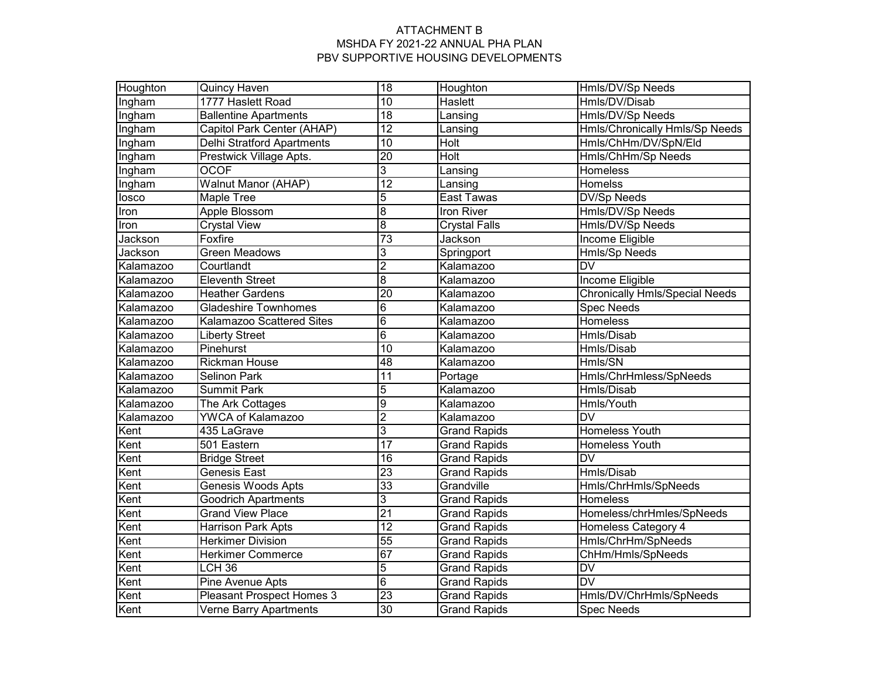ATTACHMENT B
MSHDA FY 2021-22 ANNUAL PHA PLAN
PBV SUPPORTIVE HOUSING DEVELOPMENTS

| | | | | |
|---|---|---|---|---|
| Houghton | Quincy Haven | 18 | Houghton | Hmls/DV/Sp Needs |
| Ingham | 1777 Haslett Road | 10 | Haslett | Hmls/DV/Disab |
| Ingham | Ballentine Apartments | 18 | Lansing | Hmls/DV/Sp Needs |
| Ingham | Capitol Park Center (AHAP) | 12 | Lansing | Hmls/Chronically Hmls/Sp Needs |
| Ingham | Delhi Stratford Apartments | 10 | Holt | Hmls/ChHm/DV/SpN/Eld |
| Ingham | Prestwick Village Apts. | 20 | Holt | Hmls/ChHm/Sp Needs |
| Ingham | OCOF | 3 | Lansing | Homeless |
| Ingham | Walnut Manor (AHAP) | 12 | Lansing | Homelss |
| Iosco | Maple Tree | 5 | East Tawas | DV/Sp Needs |
| Iron | Apple Blossom | 8 | Iron River | Hmls/DV/Sp Needs |
| Iron | Crystal View | 8 | Crystal Falls | Hmls/DV/Sp Needs |
| Jackson | Foxfire | 73 | Jackson | Income Eligible |
| Jackson | Green Meadows | 3 | Springport | Hmls/Sp Needs |
| Kalamazoo | Courtlandt | 2 | Kalamazoo | DV |
| Kalamazoo | Eleventh Street | 8 | Kalamazoo | Income Eligible |
| Kalamazoo | Heather Gardens | 20 | Kalamazoo | Chronically Hmls/Special Needs |
| Kalamazoo | Gladeshire Townhomes | 6 | Kalamazoo | Spec Needs |
| Kalamazoo | Kalamazoo Scattered Sites | 6 | Kalamazoo | Homeless |
| Kalamazoo | Liberty Street | 6 | Kalamazoo | Hmls/Disab |
| Kalamazoo | Pinehurst | 10 | Kalamazoo | Hmls/Disab |
| Kalamazoo | Rickman House | 48 | Kalamazoo | Hmls/SN |
| Kalamazoo | Selinon Park | 11 | Portage | Hmls/ChrHmless/SpNeeds |
| Kalamazoo | Summit Park | 5 | Kalamazoo | Hmls/Disab |
| Kalamazoo | The Ark Cottages | 9 | Kalamazoo | Hmls/Youth |
| Kalamazoo | YWCA of Kalamazoo | 2 | Kalamazoo | DV |
| Kent | 435 LaGrave | 3 | Grand Rapids | Homeless Youth |
| Kent | 501 Eastern | 17 | Grand Rapids | Homeless Youth |
| Kent | Bridge Street | 16 | Grand Rapids | DV |
| Kent | Genesis East | 23 | Grand Rapids | Hmls/Disab |
| Kent | Genesis Woods Apts | 33 | Grandville | Hmls/ChrHmls/SpNeeds |
| Kent | Goodrich Apartments | 3 | Grand Rapids | Homeless |
| Kent | Grand View Place | 21 | Grand Rapids | Homeless/chrHmles/SpNeeds |
| Kent | Harrison Park Apts | 12 | Grand Rapids | Homeless Category 4 |
| Kent | Herkimer Division | 55 | Grand Rapids | Hmls/ChrHm/SpNeeds |
| Kent | Herkimer Commerce | 67 | Grand Rapids | ChHm/Hmls/SpNeeds |
| Kent | LCH 36 | 5 | Grand Rapids | DV |
| Kent | Pine Avenue Apts | 6 | Grand Rapids | DV |
| Kent | Pleasant Prospect Homes 3 | 23 | Grand Rapids | Hmls/DV/ChrHmls/SpNeeds |
| Kent | Verne Barry Apartments | 30 | Grand Rapids | Spec Needs |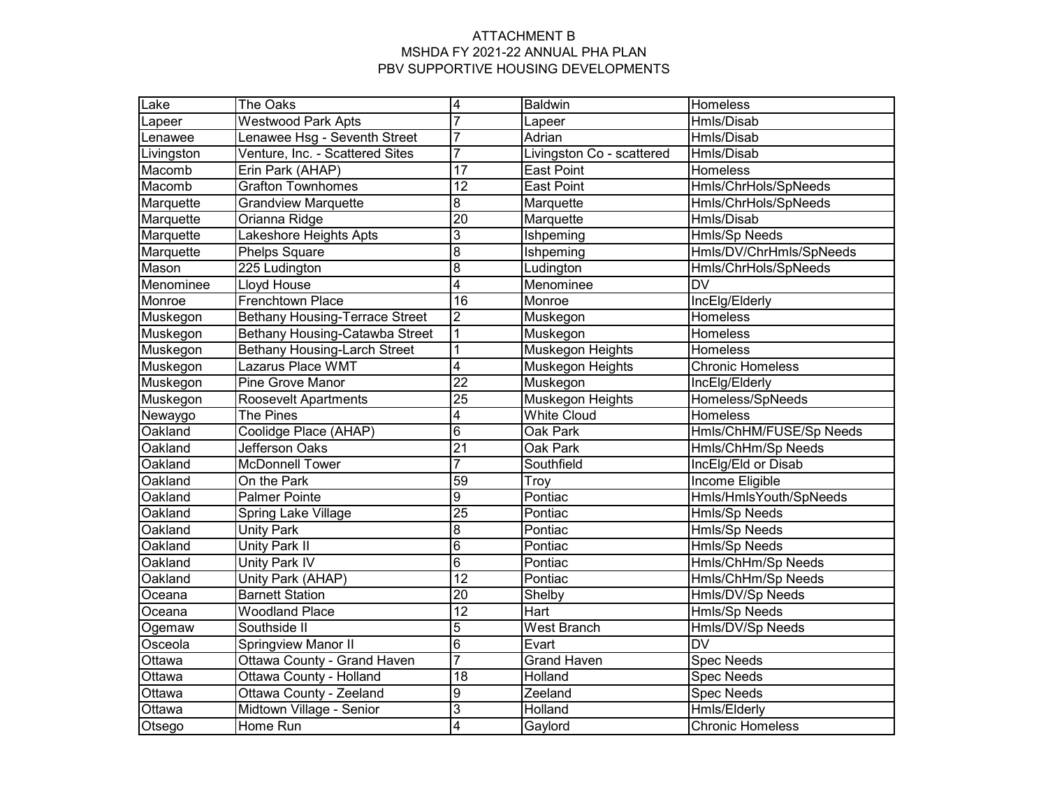ATTACHMENT B
MSHDA FY 2021-22 ANNUAL PHA PLAN
PBV SUPPORTIVE HOUSING DEVELOPMENTS

| | | | | |
|---|---|---|---|---|
| Lake | The Oaks | 4 | Baldwin | Homeless |
| Lapeer | Westwood Park Apts | 7 | Lapeer | Hmls/Disab |
| Lenawee | Lenawee Hsg - Seventh Street | 7 | Adrian | Hmls/Disab |
| Livingston | Venture, Inc. - Scattered Sites | 7 | Livingston Co - scattered | Hmls/Disab |
| Macomb | Erin Park (AHAP) | 17 | East Point | Homeless |
| Macomb | Grafton Townhomes | 12 | East Point | Hmls/ChrHols/SpNeeds |
| Marquette | Grandview Marquette | 8 | Marquette | Hmls/ChrHols/SpNeeds |
| Marquette | Orianna Ridge | 20 | Marquette | Hmls/Disab |
| Marquette | Lakeshore Heights Apts | 3 | Ishpeming | Hmls/Sp Needs |
| Marquette | Phelps Square | 8 | Ishpeming | Hmls/DV/ChrHmls/SpNeeds |
| Mason | 225 Ludington | 8 | Ludington | Hmls/ChrHols/SpNeeds |
| Menominee | Lloyd House | 4 | Menominee | DV |
| Monroe | Frenchtown Place | 16 | Monroe | IncElg/Elderly |
| Muskegon | Bethany Housing-Terrace Street | 2 | Muskegon | Homeless |
| Muskegon | Bethany Housing-Catawba Street | 1 | Muskegon | Homeless |
| Muskegon | Bethany Housing-Larch Street | 1 | Muskegon Heights | Homeless |
| Muskegon | Lazarus Place WMT | 4 | Muskegon Heights | Chronic Homeless |
| Muskegon | Pine Grove Manor | 22 | Muskegon | IncElg/Elderly |
| Muskegon | Roosevelt Apartments | 25 | Muskegon Heights | Homeless/SpNeeds |
| Newaygo | The Pines | 4 | White Cloud | Homeless |
| Oakland | Coolidge Place (AHAP) | 6 | Oak Park | Hmls/ChHM/FUSE/Sp Needs |
| Oakland | Jefferson Oaks | 21 | Oak Park | Hmls/ChHm/Sp Needs |
| Oakland | McDonnell Tower | 7 | Southfield | IncElg/Eld or Disab |
| Oakland | On the Park | 59 | Troy | Income Eligible |
| Oakland | Palmer Pointe | 9 | Pontiac | Hmls/HmlsYouth/SpNeeds |
| Oakland | Spring Lake Village | 25 | Pontiac | Hmls/Sp Needs |
| Oakland | Unity Park | 8 | Pontiac | Hmls/Sp Needs |
| Oakland | Unity Park II | 6 | Pontiac | Hmls/Sp Needs |
| Oakland | Unity Park IV | 6 | Pontiac | Hmls/ChHm/Sp Needs |
| Oakland | Unity Park (AHAP) | 12 | Pontiac | Hmls/ChHm/Sp Needs |
| Oceana | Barnett Station | 20 | Shelby | Hmls/DV/Sp Needs |
| Oceana | Woodland Place | 12 | Hart | Hmls/Sp Needs |
| Ogemaw | Southside II | 5 | West Branch | Hmls/DV/Sp Needs |
| Osceola | Springview Manor II | 6 | Evart | DV |
| Ottawa | Ottawa County - Grand Haven | 7 | Grand Haven | Spec Needs |
| Ottawa | Ottawa County - Holland | 18 | Holland | Spec Needs |
| Ottawa | Ottawa County - Zeeland | 9 | Zeeland | Spec Needs |
| Ottawa | Midtown Village - Senior | 3 | Holland | Hmls/Elderly |
| Otsego | Home Run | 4 | Gaylord | Chronic Homeless |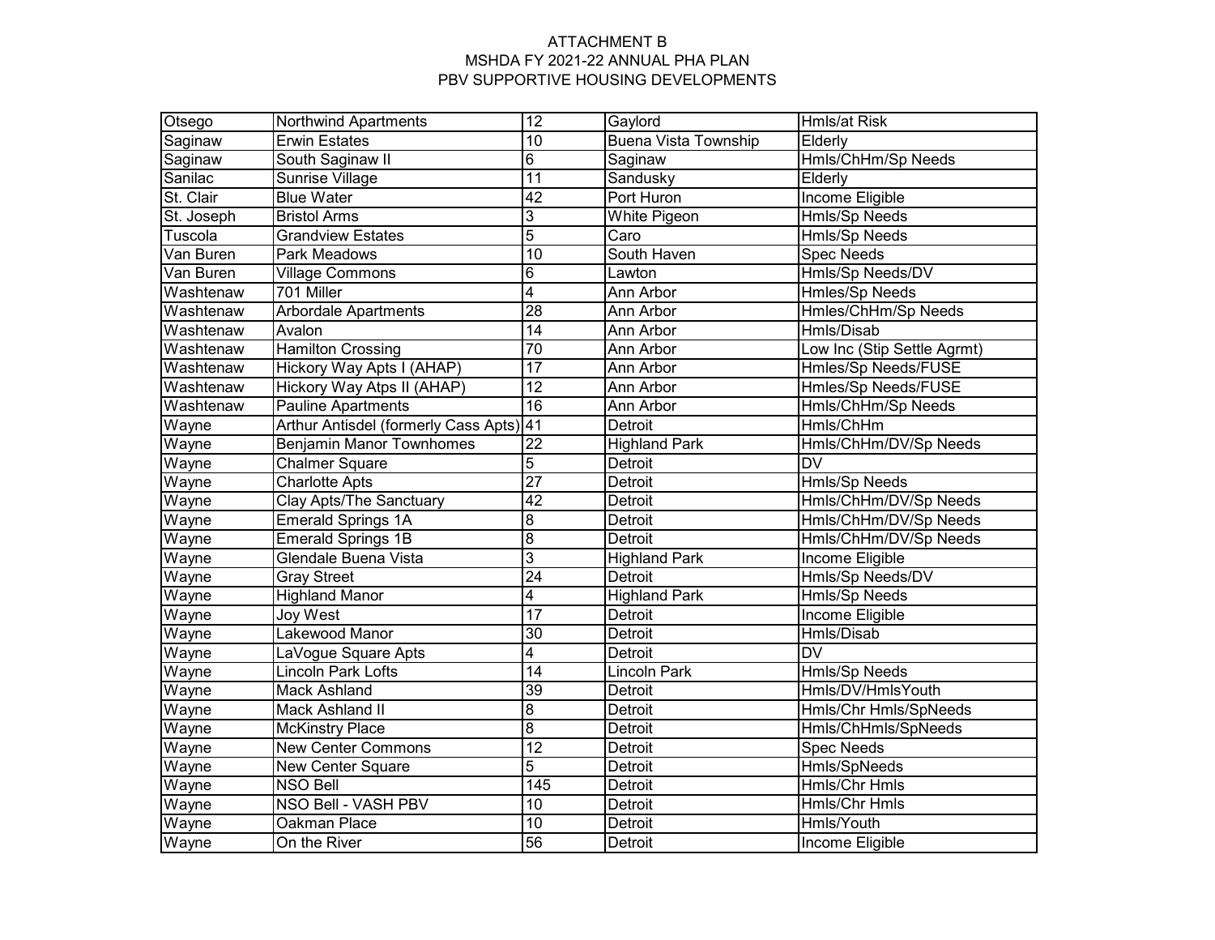ATTACHMENT B
MSHDA FY 2021-22 ANNUAL PHA PLAN
PBV SUPPORTIVE HOUSING DEVELOPMENTS

| | | | | |
|---|---|---|---|---|
| Otsego | Northwind Apartments | 12 | Gaylord | Hmls/at Risk |
| Saginaw | Erwin Estates | 10 | Buena Vista Township | Elderly |
| Saginaw | South Saginaw II | 6 | Saginaw | Hmls/ChHm/Sp Needs |
| Sanilac | Sunrise Village | 11 | Sandusky | Elderly |
| St. Clair | Blue Water | 42 | Port Huron | Income Eligible |
| St. Joseph | Bristol Arms | 3 | White Pigeon | Hmls/Sp Needs |
| Tuscola | Grandview Estates | 5 | Caro | Hmls/Sp Needs |
| Van Buren | Park Meadows | 10 | South Haven | Spec Needs |
| Van Buren | Village Commons | 6 | Lawton | Hmls/Sp Needs/DV |
| Washtenaw | 701 Miller | 4 | Ann Arbor | Hmles/Sp Needs |
| Washtenaw | Arbordale Apartments | 28 | Ann Arbor | Hmles/ChHm/Sp Needs |
| Washtenaw | Avalon | 14 | Ann Arbor | Hmls/Disab |
| Washtenaw | Hamilton Crossing | 70 | Ann Arbor | Low Inc (Stip Settle Agrmt) |
| Washtenaw | Hickory Way Apts I (AHAP) | 17 | Ann Arbor | Hmles/Sp Needs/FUSE |
| Washtenaw | Hickory Way Atps II (AHAP) | 12 | Ann Arbor | Hmles/Sp Needs/FUSE |
| Washtenaw | Pauline Apartments | 16 | Ann Arbor | Hmls/ChHm/Sp Needs |
| Wayne | Arthur Antisdel (formerly Cass Apts) | 41 | Detroit | Hmls/ChHm |
| Wayne | Benjamin Manor Townhomes | 22 | Highland Park | Hmls/ChHm/DV/Sp Needs |
| Wayne | Chalmer Square | 5 | Detroit | DV |
| Wayne | Charlotte Apts | 27 | Detroit | Hmls/Sp Needs |
| Wayne | Clay Apts/The Sanctuary | 42 | Detroit | Hmls/ChHm/DV/Sp Needs |
| Wayne | Emerald Springs 1A | 8 | Detroit | Hmls/ChHm/DV/Sp Needs |
| Wayne | Emerald Springs 1B | 8 | Detroit | Hmls/ChHm/DV/Sp Needs |
| Wayne | Glendale Buena Vista | 3 | Highland Park | Income Eligible |
| Wayne | Gray Street | 24 | Detroit | Hmls/Sp Needs/DV |
| Wayne | Highland Manor | 4 | Highland Park | Hmls/Sp Needs |
| Wayne | Joy West | 17 | Detroit | Income Eligible |
| Wayne | Lakewood Manor | 30 | Detroit | Hmls/Disab |
| Wayne | LaVogue Square Apts | 4 | Detroit | DV |
| Wayne | Lincoln Park Lofts | 14 | Lincoln Park | Hmls/Sp Needs |
| Wayne | Mack Ashland | 39 | Detroit | Hmls/DV/HmlsYouth |
| Wayne | Mack Ashland II | 8 | Detroit | Hmls/Chr Hmls/SpNeeds |
| Wayne | McKinstry Place | 8 | Detroit | Hmls/ChHmls/SpNeeds |
| Wayne | New Center Commons | 12 | Detroit | Spec Needs |
| Wayne | New Center Square | 5 | Detroit | Hmls/SpNeeds |
| Wayne | NSO Bell | 145 | Detroit | Hmls/Chr Hmls |
| Wayne | NSO Bell - VASH PBV | 10 | Detroit | Hmls/Chr Hmls |
| Wayne | Oakman Place | 10 | Detroit | Hmls/Youth |
| Wayne | On the River | 56 | Detroit | Income Eligible |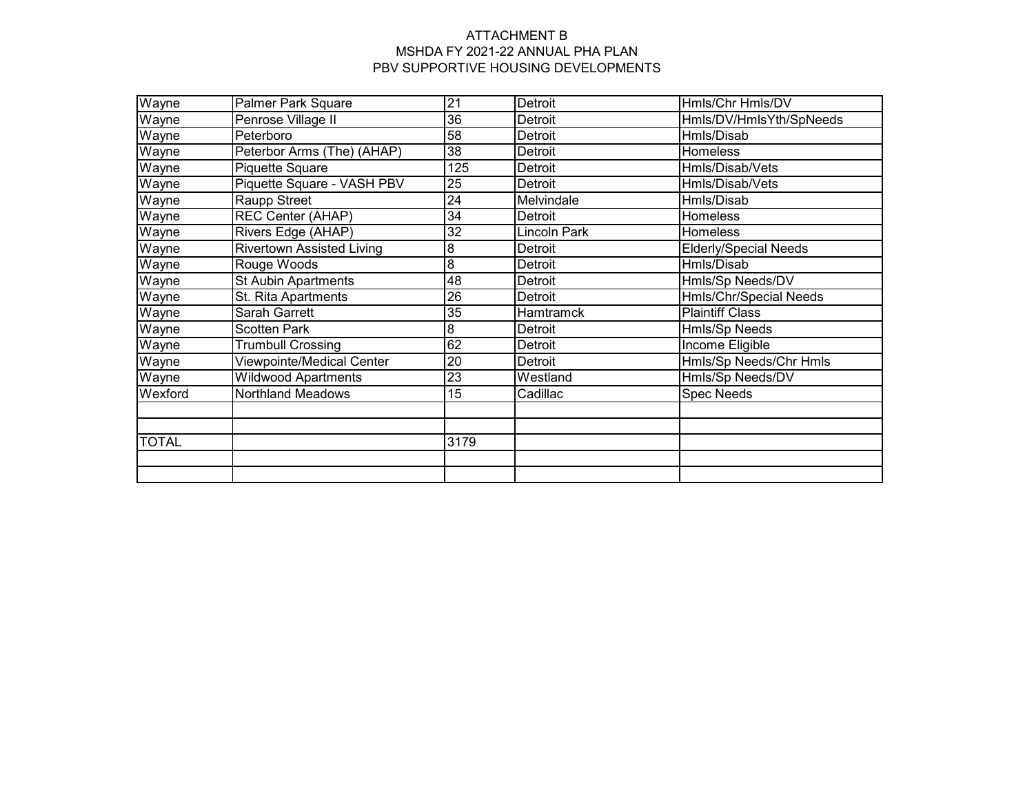ATTACHMENT B
MSHDA FY 2021-22 ANNUAL PHA PLAN
PBV SUPPORTIVE HOUSING DEVELOPMENTS

| | | | | |
|---|---|---|---|---|
| Wayne | Palmer Park Square | 21 | Detroit | Hmls/Chr Hmls/DV |
| Wayne | Penrose Village II | 36 | Detroit | Hmls/DV/HmlsYth/SpNeeds |
| Wayne | Peterboro | 58 | Detroit | Hmls/Disab |
| Wayne | Peterbor Arms (The) (AHAP) | 38 | Detroit | Homeless |
| Wayne | Piquette Square | 125 | Detroit | Hmls/Disab/Vets |
| Wayne | Piquette Square - VASH PBV | 25 | Detroit | Hmls/Disab/Vets |
| Wayne | Raupp Street | 24 | Melvindale | Hmls/Disab |
| Wayne | REC Center (AHAP) | 34 | Detroit | Homeless |
| Wayne | Rivers Edge (AHAP) | 32 | Lincoln Park | Homeless |
| Wayne | Rivertown Assisted Living | 8 | Detroit | Elderly/Special Needs |
| Wayne | Rouge Woods | 8 | Detroit | Hmls/Disab |
| Wayne | St Aubin Apartments | 48 | Detroit | Hmls/Sp Needs/DV |
| Wayne | St. Rita Apartments | 26 | Detroit | Hmls/Chr/Special Needs |
| Wayne | Sarah Garrett | 35 | Hamtramck | Plaintiff Class |
| Wayne | Scotten Park | 8 | Detroit | Hmls/Sp Needs |
| Wayne | Trumbull Crossing | 62 | Detroit | Income Eligible |
| Wayne | Viewpointe/Medical Center | 20 | Detroit | Hmls/Sp Needs/Chr Hmls |
| Wayne | Wildwood Apartments | 23 | Westland | Hmls/Sp Needs/DV |
| Wexford | Northland Meadows | 15 | Cadillac | Spec Needs |
| | | | | |
| | | | | |
| TOTAL | | 3179 | | |
| | | | | |
| | | | | |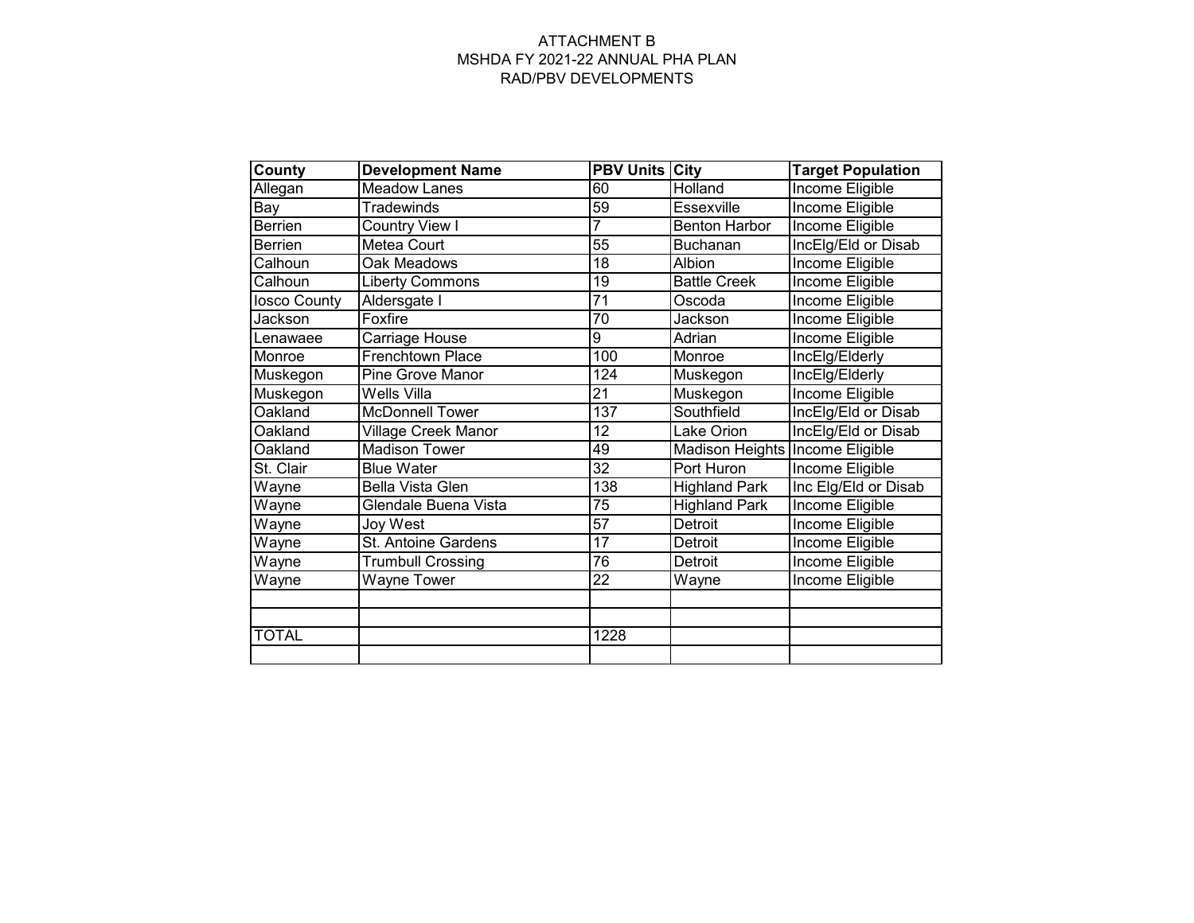ATTACHMENT B
MSHDA FY 2021-22 ANNUAL PHA PLAN
RAD/PBV DEVELOPMENTS

| County | Development Name | PBV Units | City | Target Population |
|---|---|---|---|---|
| Allegan | Meadow Lanes | 60 | Holland | Income Eligible |
| Bay | Tradewinds | 59 | Essexville | Income Eligible |
| Berrien | Country View I | 7 | Benton Harbor | Income Eligible |
| Berrien | Metea Court | 55 | Buchanan | IncElg/Eld or Disab |
| Calhoun | Oak Meadows | 18 | Albion | Income Eligible |
| Calhoun | Liberty Commons | 19 | Battle Creek | Income Eligible |
| Iosco County | Aldersgate I | 71 | Oscoda | Income Eligible |
| Jackson | Foxfire | 70 | Jackson | Income Eligible |
| Lenawaee | Carriage House | 9 | Adrian | Income Eligible |
| Monroe | Frenchtown Place | 100 | Monroe | IncElg/Elderly |
| Muskegon | Pine Grove Manor | 124 | Muskegon | IncElg/Elderly |
| Muskegon | Wells Villa | 21 | Muskegon | Income Eligible |
| Oakland | McDonnell Tower | 137 | Southfield | IncElg/Eld or Disab |
| Oakland | Village Creek Manor | 12 | Lake Orion | IncElg/Eld or Disab |
| Oakland | Madison Tower | 49 | Madison Heights | Income Eligible |
| St. Clair | Blue Water | 32 | Port Huron | Income Eligible |
| Wayne | Bella Vista Glen | 138 | Highland Park | Inc Elg/Eld or Disab |
| Wayne | Glendale Buena Vista | 75 | Highland Park | Income Eligible |
| Wayne | Joy West | 57 | Detroit | Income Eligible |
| Wayne | St. Antoine Gardens | 17 | Detroit | Income Eligible |
| Wayne | Trumbull Crossing | 76 | Detroit | Income Eligible |
| Wayne | Wayne Tower | 22 | Wayne | Income Eligible |
| | | | | |
| | | | | |
| TOTAL | | 1228 | | |
| | | | | |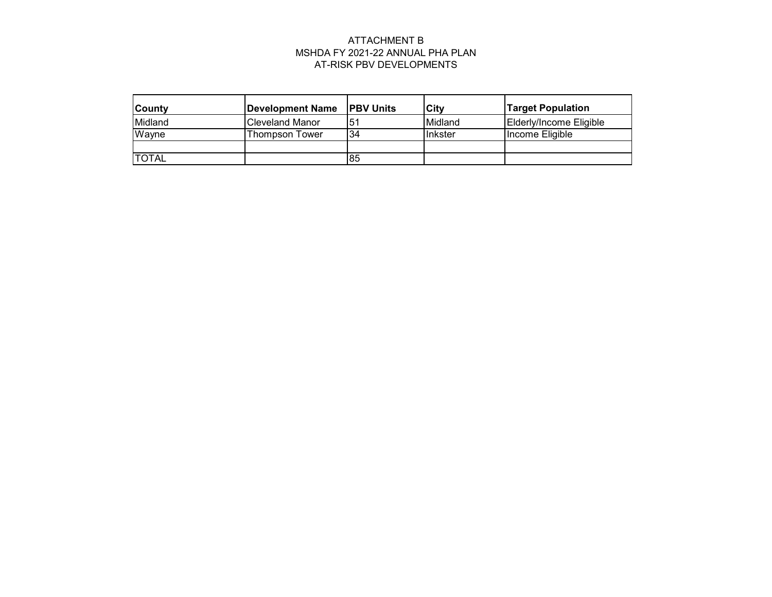# ATTACHMENT B
## MSHDA FY 2021-22 ANNUAL PHA PLAN
## AT-RISK PBV DEVELOPMENTS

| County | Development Name | PBV Units | City | Target Population |
|---|---|---|---|---|
| Midland | Cleveland Manor | 51 | Midland | Elderly/Income Eligible |
| Wayne | Thompson Tower | 34 | Inkster | Income Eligible |
| | | | | |
| TOTAL | | 85 | | |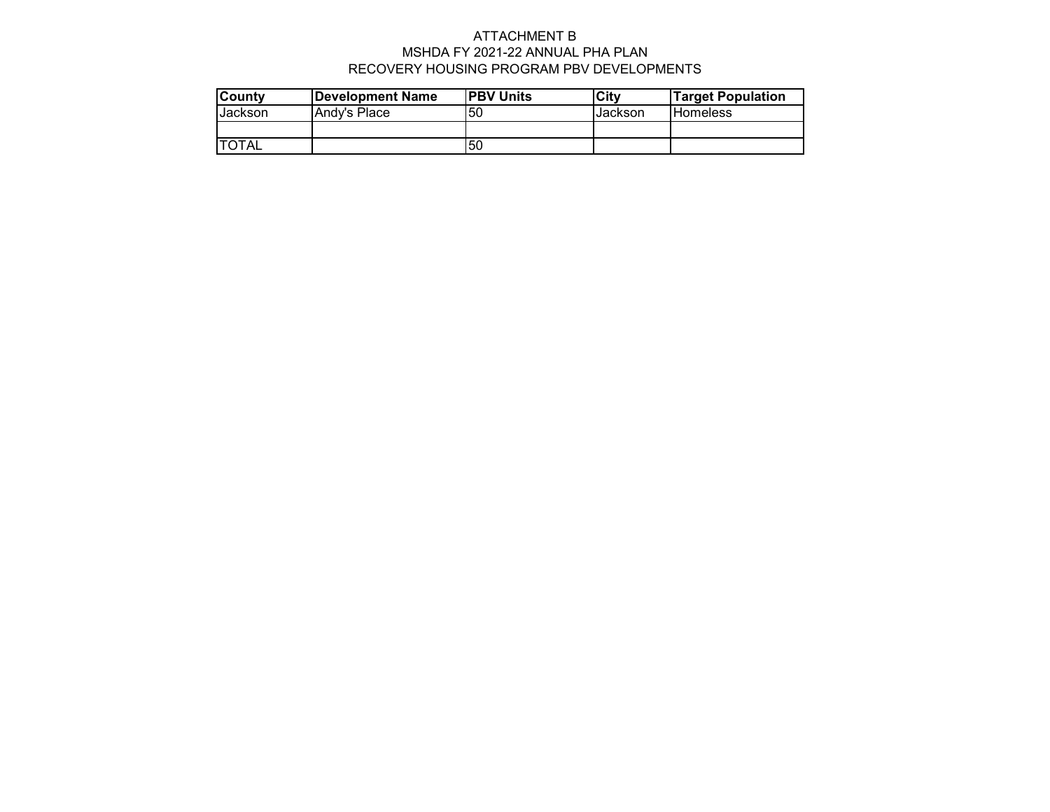ATTACHMENT B
MSHDA FY 2021-22 ANNUAL PHA PLAN
RECOVERY HOUSING PROGRAM PBV DEVELOPMENTS

| County | Development Name | PBV Units | City | Target Population |
|---|---|---|---|---|
| Jackson | Andy's Place | 50 | Jackson | Homeless |
| | | | | |
| TOTAL | | 50 | | |